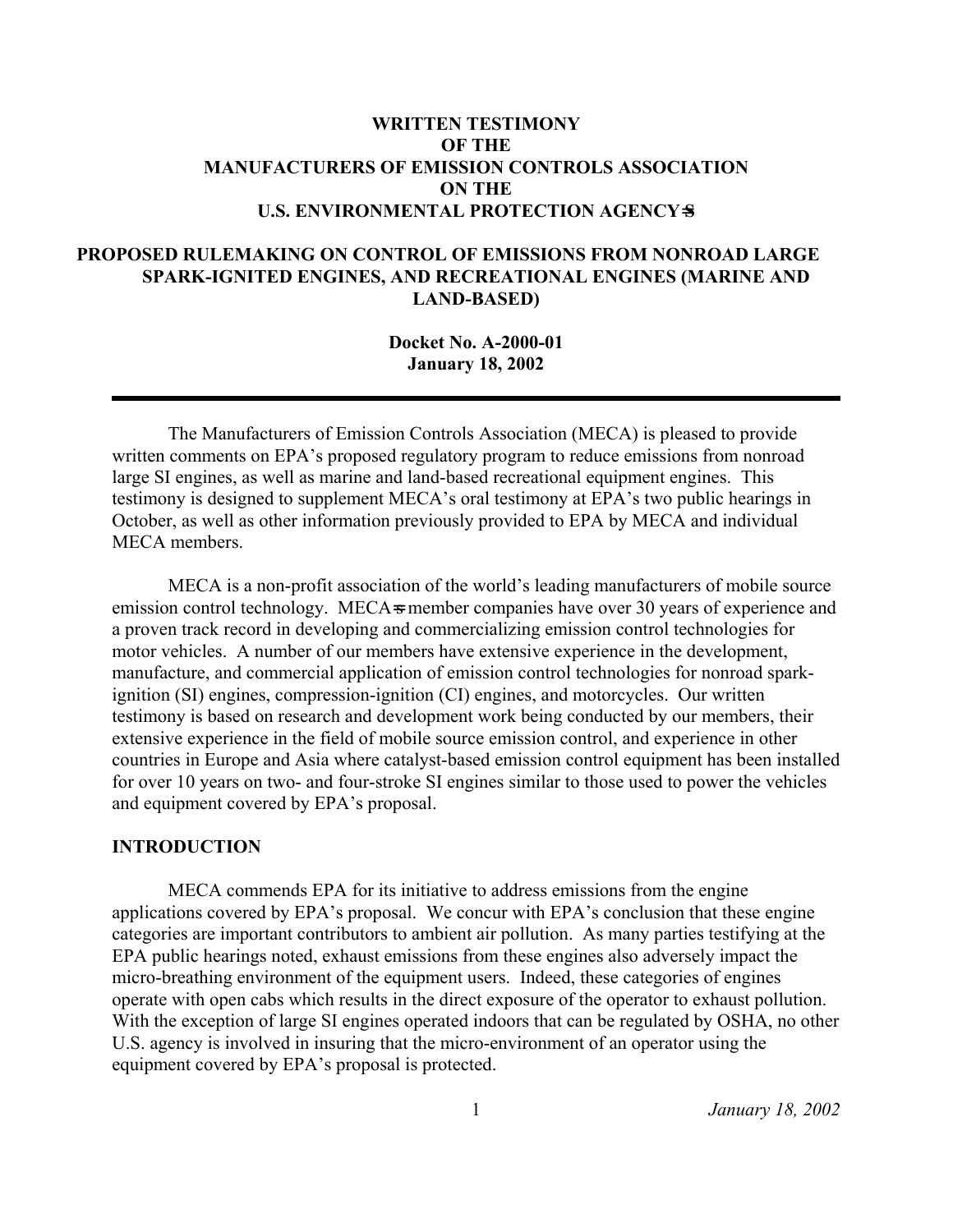**WRITTEN TESTIMONY**
**OF THE**
**MANUFACTURERS OF EMISSION CONTROLS ASSOCIATION**
**ON THE**
**U.S. ENVIRONMENTAL PROTECTION AGENCY=S**

# PROPOSED RULEMAKING ON CONTROL OF EMISSIONS FROM NONROAD LARGE SPARK-IGNITED ENGINES, AND RECREATIONAL ENGINES (MARINE AND LAND-BASED)

**Docket No. A-2000-01**
**January 18, 2002**

---

The Manufacturers of Emission Controls Association (MECA) is pleased to provide written comments on EPA's proposed regulatory program to reduce emissions from nonroad large SI engines, as well as marine and land-based recreational equipment engines. This testimony is designed to supplement MECA's oral testimony at EPA's two public hearings in October, as well as other information previously provided to EPA by MECA and individual MECA members.

MECA is a non-profit association of the world's leading manufacturers of mobile source emission control technology. MECA=s member companies have over 30 years of experience and a proven track record in developing and commercializing emission control technologies for motor vehicles. A number of our members have extensive experience in the development, manufacture, and commercial application of emission control technologies for nonroad spark-ignition (SI) engines, compression-ignition (CI) engines, and motorcycles. Our written testimony is based on research and development work being conducted by our members, their extensive experience in the field of mobile source emission control, and experience in other countries in Europe and Asia where catalyst-based emission control equipment has been installed for over 10 years on two- and four-stroke SI engines similar to those used to power the vehicles and equipment covered by EPA's proposal.

## INTRODUCTION

MECA commends EPA for its initiative to address emissions from the engine applications covered by EPA's proposal. We concur with EPA's conclusion that these engine categories are important contributors to ambient air pollution. As many parties testifying at the EPA public hearings noted, exhaust emissions from these engines also adversely impact the micro-breathing environment of the equipment users. Indeed, these categories of engines operate with open cabs which results in the direct exposure of the operator to exhaust pollution. With the exception of large SI engines operated indoors that can be regulated by OSHA, no other U.S. agency is involved in insuring that the micro-environment of an operator using the equipment covered by EPA's proposal is protected.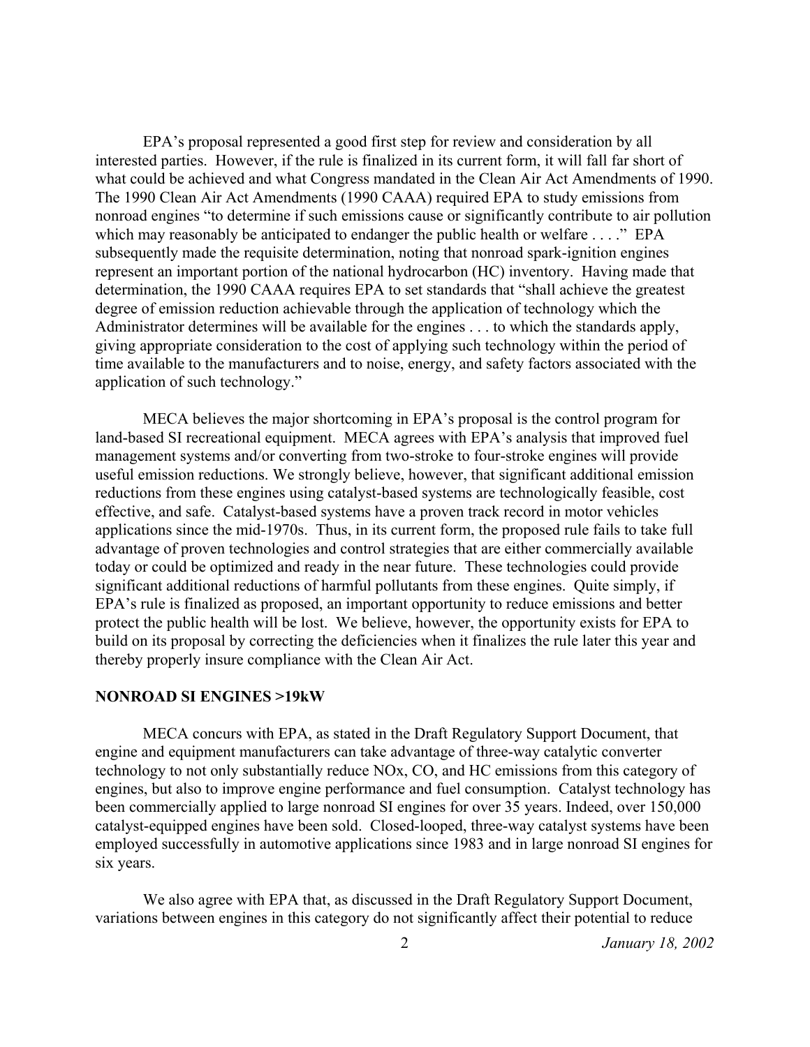EPA's proposal represented a good first step for review and consideration by all interested parties. However, if the rule is finalized in its current form, it will fall far short of what could be achieved and what Congress mandated in the Clean Air Act Amendments of 1990. The 1990 Clean Air Act Amendments (1990 CAAA) required EPA to study emissions from nonroad engines "to determine if such emissions cause or significantly contribute to air pollution which may reasonably be anticipated to endanger the public health or welfare . . . ." EPA subsequently made the requisite determination, noting that nonroad spark-ignition engines represent an important portion of the national hydrocarbon (HC) inventory. Having made that determination, the 1990 CAAA requires EPA to set standards that "shall achieve the greatest degree of emission reduction achievable through the application of technology which the Administrator determines will be available for the engines . . . to which the standards apply, giving appropriate consideration to the cost of applying such technology within the period of time available to the manufacturers and to noise, energy, and safety factors associated with the application of such technology."

MECA believes the major shortcoming in EPA's proposal is the control program for land-based SI recreational equipment. MECA agrees with EPA's analysis that improved fuel management systems and/or converting from two-stroke to four-stroke engines will provide useful emission reductions. We strongly believe, however, that significant additional emission reductions from these engines using catalyst-based systems are technologically feasible, cost effective, and safe. Catalyst-based systems have a proven track record in motor vehicles applications since the mid-1970s. Thus, in its current form, the proposed rule fails to take full advantage of proven technologies and control strategies that are either commercially available today or could be optimized and ready in the near future. These technologies could provide significant additional reductions of harmful pollutants from these engines. Quite simply, if EPA's rule is finalized as proposed, an important opportunity to reduce emissions and better protect the public health will be lost. We believe, however, the opportunity exists for EPA to build on its proposal by correcting the deficiencies when it finalizes the rule later this year and thereby properly insure compliance with the Clean Air Act.

**NONROAD SI ENGINES >19kW**

MECA concurs with EPA, as stated in the Draft Regulatory Support Document, that engine and equipment manufacturers can take advantage of three-way catalytic converter technology to not only substantially reduce NOx, CO, and HC emissions from this category of engines, but also to improve engine performance and fuel consumption. Catalyst technology has been commercially applied to large nonroad SI engines for over 35 years. Indeed, over 150,000 catalyst-equipped engines have been sold. Closed-looped, three-way catalyst systems have been employed successfully in automotive applications since 1983 and in large nonroad SI engines for six years.

We also agree with EPA that, as discussed in the Draft Regulatory Support Document, variations between engines in this category do not significantly affect their potential to reduce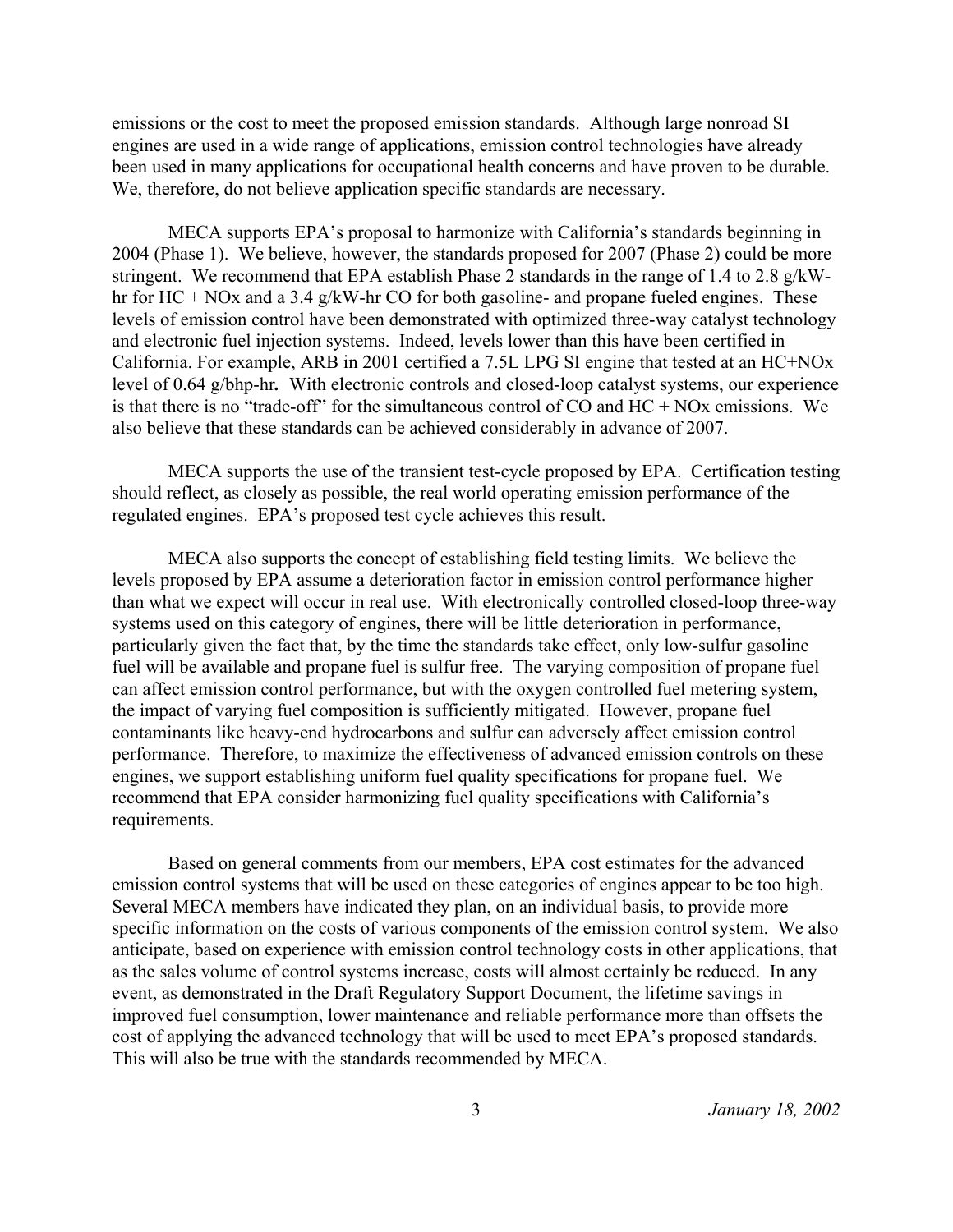emissions or the cost to meet the proposed emission standards. Although large nonroad SI engines are used in a wide range of applications, emission control technologies have already been used in many applications for occupational health concerns and have proven to be durable. We, therefore, do not believe application specific standards are necessary.

MECA supports EPA's proposal to harmonize with California's standards beginning in 2004 (Phase 1). We believe, however, the standards proposed for 2007 (Phase 2) could be more stringent. We recommend that EPA establish Phase 2 standards in the range of 1.4 to 2.8 g/kW-hr for HC + NOx and a 3.4 g/kW-hr CO for both gasoline- and propane fueled engines. These levels of emission control have been demonstrated with optimized three-way catalyst technology and electronic fuel injection systems. Indeed, levels lower than this have been certified in California. For example, ARB in 2001 certified a 7.5L LPG SI engine that tested at an HC+NOx level of 0.64 g/bhp-hr**.** With electronic controls and closed-loop catalyst systems, our experience is that there is no "trade-off" for the simultaneous control of CO and HC + NOx emissions. We also believe that these standards can be achieved considerably in advance of 2007.

MECA supports the use of the transient test-cycle proposed by EPA. Certification testing should reflect, as closely as possible, the real world operating emission performance of the regulated engines. EPA's proposed test cycle achieves this result.

MECA also supports the concept of establishing field testing limits. We believe the levels proposed by EPA assume a deterioration factor in emission control performance higher than what we expect will occur in real use. With electronically controlled closed-loop three-way systems used on this category of engines, there will be little deterioration in performance, particularly given the fact that, by the time the standards take effect, only low-sulfur gasoline fuel will be available and propane fuel is sulfur free. The varying composition of propane fuel can affect emission control performance, but with the oxygen controlled fuel metering system, the impact of varying fuel composition is sufficiently mitigated. However, propane fuel contaminants like heavy-end hydrocarbons and sulfur can adversely affect emission control performance. Therefore, to maximize the effectiveness of advanced emission controls on these engines, we support establishing uniform fuel quality specifications for propane fuel. We recommend that EPA consider harmonizing fuel quality specifications with California's requirements.

Based on general comments from our members, EPA cost estimates for the advanced emission control systems that will be used on these categories of engines appear to be too high. Several MECA members have indicated they plan, on an individual basis, to provide more specific information on the costs of various components of the emission control system. We also anticipate, based on experience with emission control technology costs in other applications, that as the sales volume of control systems increase, costs will almost certainly be reduced. In any event, as demonstrated in the Draft Regulatory Support Document, the lifetime savings in improved fuel consumption, lower maintenance and reliable performance more than offsets the cost of applying the advanced technology that will be used to meet EPA's proposed standards. This will also be true with the standards recommended by MECA.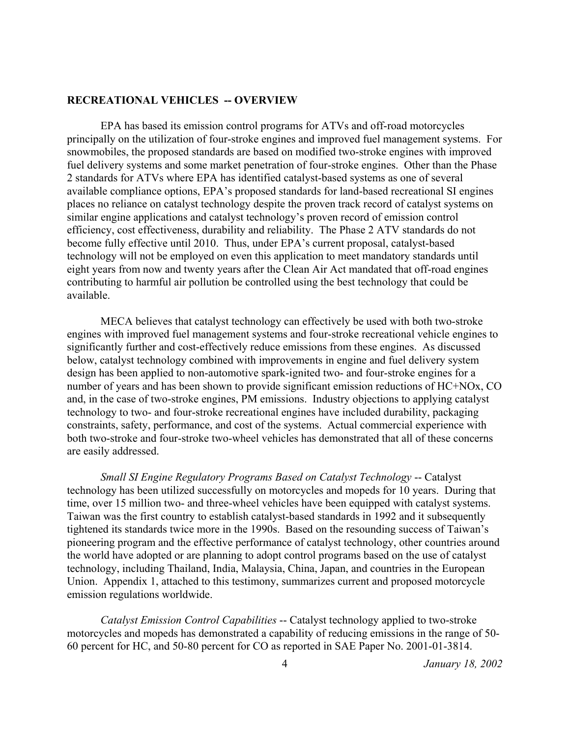**RECREATIONAL VEHICLES -- OVERVIEW**

EPA has based its emission control programs for ATVs and off-road motorcycles principally on the utilization of four-stroke engines and improved fuel management systems. For snowmobiles, the proposed standards are based on modified two-stroke engines with improved fuel delivery systems and some market penetration of four-stroke engines. Other than the Phase 2 standards for ATVs where EPA has identified catalyst-based systems as one of several available compliance options, EPA's proposed standards for land-based recreational SI engines places no reliance on catalyst technology despite the proven track record of catalyst systems on similar engine applications and catalyst technology's proven record of emission control efficiency, cost effectiveness, durability and reliability. The Phase 2 ATV standards do not become fully effective until 2010. Thus, under EPA's current proposal, catalyst-based technology will not be employed on even this application to meet mandatory standards until eight years from now and twenty years after the Clean Air Act mandated that off-road engines contributing to harmful air pollution be controlled using the best technology that could be available.

MECA believes that catalyst technology can effectively be used with both two-stroke engines with improved fuel management systems and four-stroke recreational vehicle engines to significantly further and cost-effectively reduce emissions from these engines. As discussed below, catalyst technology combined with improvements in engine and fuel delivery system design has been applied to non-automotive spark-ignited two- and four-stroke engines for a number of years and has been shown to provide significant emission reductions of HC+NOx, CO and, in the case of two-stroke engines, PM emissions. Industry objections to applying catalyst technology to two- and four-stroke recreational engines have included durability, packaging constraints, safety, performance, and cost of the systems. Actual commercial experience with both two-stroke and four-stroke two-wheel vehicles has demonstrated that all of these concerns are easily addressed.

*Small SI Engine Regulatory Programs Based on Catalyst Technology* -- Catalyst technology has been utilized successfully on motorcycles and mopeds for 10 years. During that time, over 15 million two- and three-wheel vehicles have been equipped with catalyst systems. Taiwan was the first country to establish catalyst-based standards in 1992 and it subsequently tightened its standards twice more in the 1990s. Based on the resounding success of Taiwan's pioneering program and the effective performance of catalyst technology, other countries around the world have adopted or are planning to adopt control programs based on the use of catalyst technology, including Thailand, India, Malaysia, China, Japan, and countries in the European Union. Appendix 1, attached to this testimony, summarizes current and proposed motorcycle emission regulations worldwide.

*Catalyst Emission Control Capabilities* -- Catalyst technology applied to two-stroke motorcycles and mopeds has demonstrated a capability of reducing emissions in the range of 50-60 percent for HC, and 50-80 percent for CO as reported in SAE Paper No. 2001-01-3814.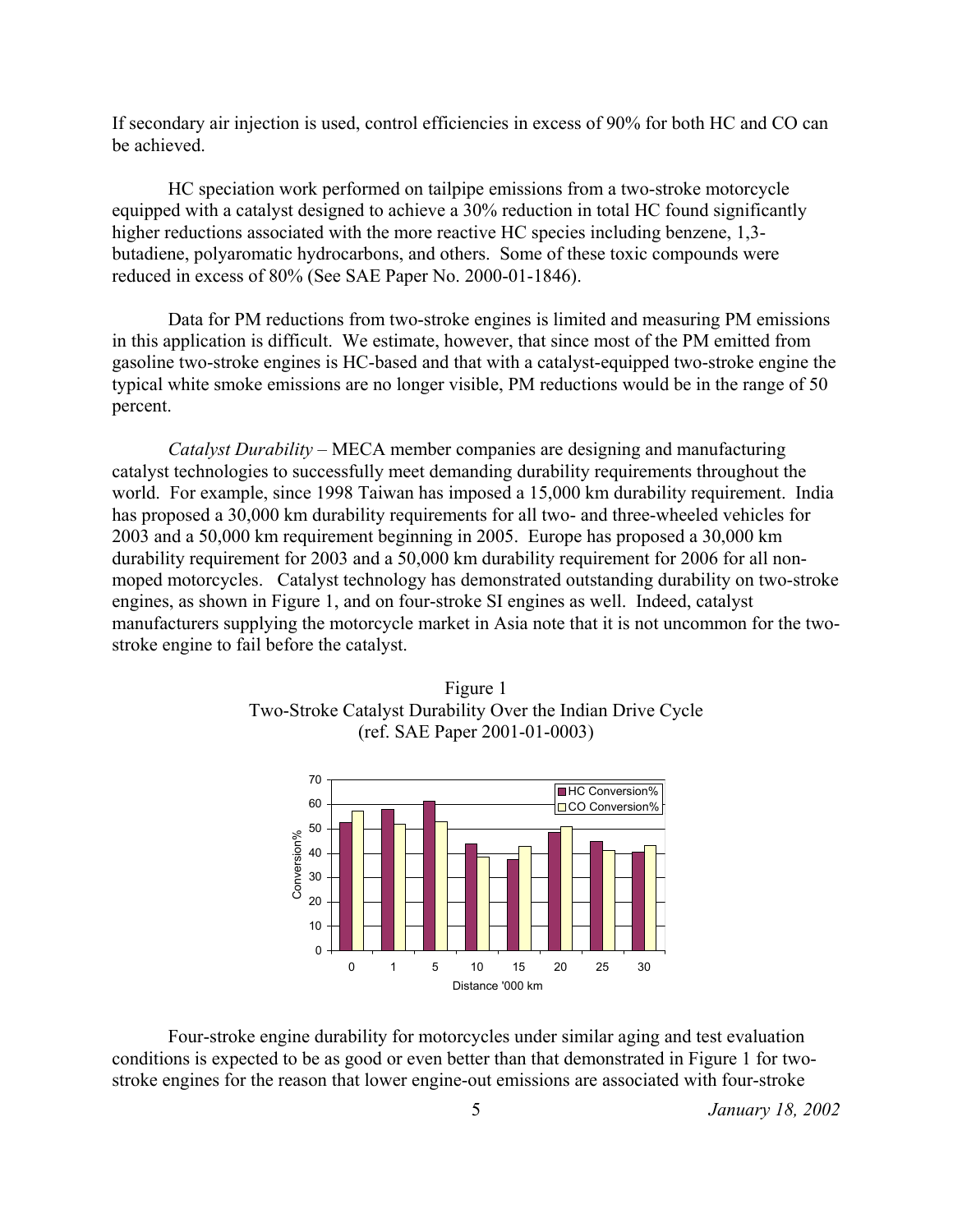If secondary air injection is used, control efficiencies in excess of 90% for both HC and CO can be achieved.

HC speciation work performed on tailpipe emissions from a two-stroke motorcycle equipped with a catalyst designed to achieve a 30% reduction in total HC found significantly higher reductions associated with the more reactive HC species including benzene, 1,3-butadiene, polyaromatic hydrocarbons, and others. Some of these toxic compounds were reduced in excess of 80% (See SAE Paper No. 2000-01-1846).

Data for PM reductions from two-stroke engines is limited and measuring PM emissions in this application is difficult. We estimate, however, that since most of the PM emitted from gasoline two-stroke engines is HC-based and that with a catalyst-equipped two-stroke engine the typical white smoke emissions are no longer visible, PM reductions would be in the range of 50 percent.

*Catalyst Durability* – MECA member companies are designing and manufacturing catalyst technologies to successfully meet demanding durability requirements throughout the world. For example, since 1998 Taiwan has imposed a 15,000 km durability requirement. India has proposed a 30,000 km durability requirements for all two- and three-wheeled vehicles for 2003 and a 50,000 km requirement beginning in 2005. Europe has proposed a 30,000 km durability requirement for 2003 and a 50,000 km durability requirement for 2006 for all non-moped motorcycles. Catalyst technology has demonstrated outstanding durability on two-stroke engines, as shown in Figure 1, and on four-stroke SI engines as well. Indeed, catalyst manufacturers supplying the motorcycle market in Asia note that it is not uncommon for the two-stroke engine to fail before the catalyst.

Figure 1
Two-Stroke Catalyst Durability Over the Indian Drive Cycle
(ref. SAE Paper 2001-01-0003)

Four-stroke engine durability for motorcycles under similar aging and test evaluation conditions is expected to be as good or even better than that demonstrated in Figure 1 for two-stroke engines for the reason that lower engine-out emissions are associated with four-stroke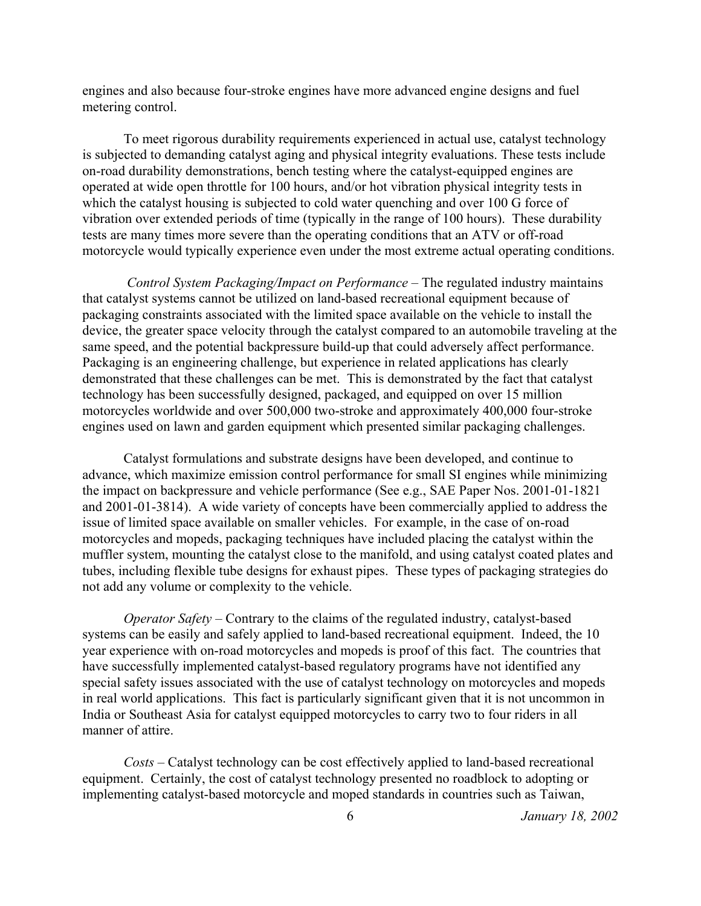engines and also because four-stroke engines have more advanced engine designs and fuel metering control.

To meet rigorous durability requirements experienced in actual use, catalyst technology is subjected to demanding catalyst aging and physical integrity evaluations. These tests include on-road durability demonstrations, bench testing where the catalyst-equipped engines are operated at wide open throttle for 100 hours, and/or hot vibration physical integrity tests in which the catalyst housing is subjected to cold water quenching and over 100 G force of vibration over extended periods of time (typically in the range of 100 hours). These durability tests are many times more severe than the operating conditions that an ATV or off-road motorcycle would typically experience even under the most extreme actual operating conditions.

*Control System Packaging/Impact on Performance* – The regulated industry maintains that catalyst systems cannot be utilized on land-based recreational equipment because of packaging constraints associated with the limited space available on the vehicle to install the device, the greater space velocity through the catalyst compared to an automobile traveling at the same speed, and the potential backpressure build-up that could adversely affect performance. Packaging is an engineering challenge, but experience in related applications has clearly demonstrated that these challenges can be met. This is demonstrated by the fact that catalyst technology has been successfully designed, packaged, and equipped on over 15 million motorcycles worldwide and over 500,000 two-stroke and approximately 400,000 four-stroke engines used on lawn and garden equipment which presented similar packaging challenges.

Catalyst formulations and substrate designs have been developed, and continue to advance, which maximize emission control performance for small SI engines while minimizing the impact on backpressure and vehicle performance (See e.g., SAE Paper Nos. 2001-01-1821 and 2001-01-3814). A wide variety of concepts have been commercially applied to address the issue of limited space available on smaller vehicles. For example, in the case of on-road motorcycles and mopeds, packaging techniques have included placing the catalyst within the muffler system, mounting the catalyst close to the manifold, and using catalyst coated plates and tubes, including flexible tube designs for exhaust pipes. These types of packaging strategies do not add any volume or complexity to the vehicle.

*Operator Safety* – Contrary to the claims of the regulated industry, catalyst-based systems can be easily and safely applied to land-based recreational equipment. Indeed, the 10 year experience with on-road motorcycles and mopeds is proof of this fact. The countries that have successfully implemented catalyst-based regulatory programs have not identified any special safety issues associated with the use of catalyst technology on motorcycles and mopeds in real world applications. This fact is particularly significant given that it is not uncommon in India or Southeast Asia for catalyst equipped motorcycles to carry two to four riders in all manner of attire.

*Costs* – Catalyst technology can be cost effectively applied to land-based recreational equipment. Certainly, the cost of catalyst technology presented no roadblock to adopting or implementing catalyst-based motorcycle and moped standards in countries such as Taiwan,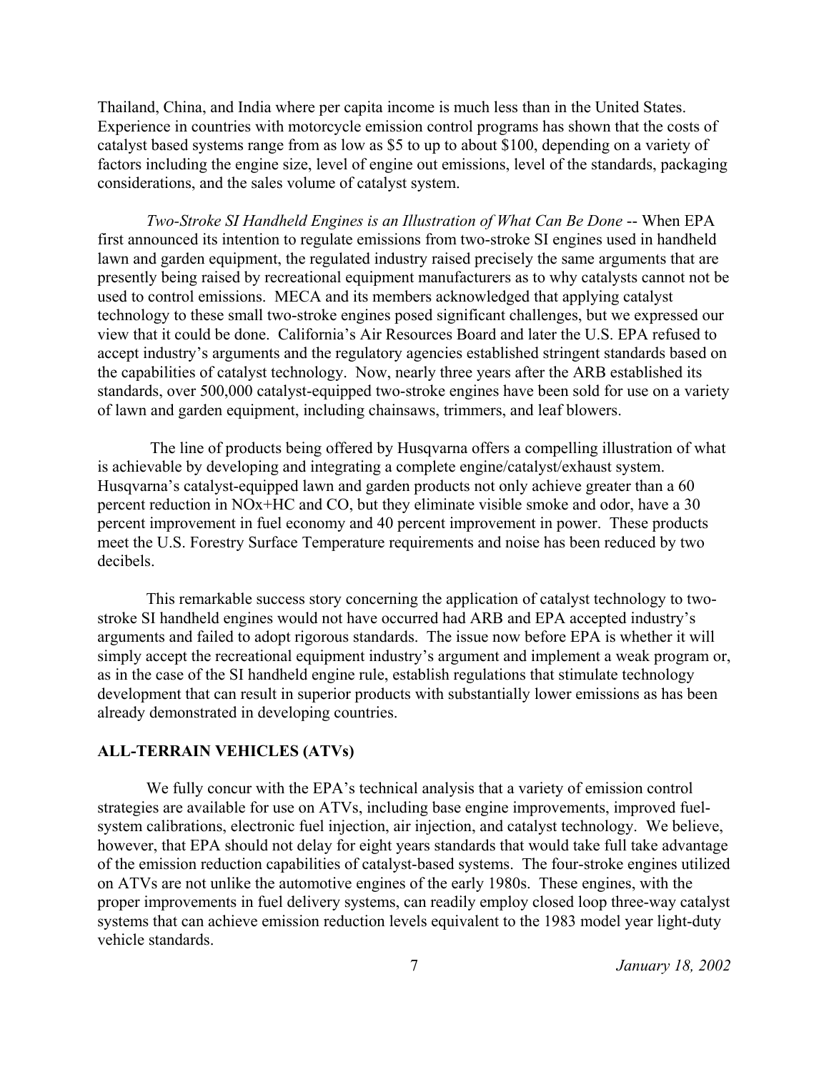Thailand, China, and India where per capita income is much less than in the United States. Experience in countries with motorcycle emission control programs has shown that the costs of catalyst based systems range from as low as \$5 to up to about \$100, depending on a variety of factors including the engine size, level of engine out emissions, level of the standards, packaging considerations, and the sales volume of catalyst system.

*Two-Stroke SI Handheld Engines is an Illustration of What Can Be Done* -- When EPA first announced its intention to regulate emissions from two-stroke SI engines used in handheld lawn and garden equipment, the regulated industry raised precisely the same arguments that are presently being raised by recreational equipment manufacturers as to why catalysts cannot not be used to control emissions. MECA and its members acknowledged that applying catalyst technology to these small two-stroke engines posed significant challenges, but we expressed our view that it could be done. California's Air Resources Board and later the U.S. EPA refused to accept industry's arguments and the regulatory agencies established stringent standards based on the capabilities of catalyst technology. Now, nearly three years after the ARB established its standards, over 500,000 catalyst-equipped two-stroke engines have been sold for use on a variety of lawn and garden equipment, including chainsaws, trimmers, and leaf blowers.

The line of products being offered by Husqvarna offers a compelling illustration of what is achievable by developing and integrating a complete engine/catalyst/exhaust system. Husqvarna's catalyst-equipped lawn and garden products not only achieve greater than a 60 percent reduction in NOx+HC and CO, but they eliminate visible smoke and odor, have a 30 percent improvement in fuel economy and 40 percent improvement in power. These products meet the U.S. Forestry Surface Temperature requirements and noise has been reduced by two decibels.

This remarkable success story concerning the application of catalyst technology to two-stroke SI handheld engines would not have occurred had ARB and EPA accepted industry's arguments and failed to adopt rigorous standards. The issue now before EPA is whether it will simply accept the recreational equipment industry's argument and implement a weak program or, as in the case of the SI handheld engine rule, establish regulations that stimulate technology development that can result in superior products with substantially lower emissions as has been already demonstrated in developing countries.

## ALL-TERRAIN VEHICLES (ATVs)

We fully concur with the EPA's technical analysis that a variety of emission control strategies are available for use on ATVs, including base engine improvements, improved fuel-system calibrations, electronic fuel injection, air injection, and catalyst technology. We believe, however, that EPA should not delay for eight years standards that would take full take advantage of the emission reduction capabilities of catalyst-based systems. The four-stroke engines utilized on ATVs are not unlike the automotive engines of the early 1980s. These engines, with the proper improvements in fuel delivery systems, can readily employ closed loop three-way catalyst systems that can achieve emission reduction levels equivalent to the 1983 model year light-duty vehicle standards.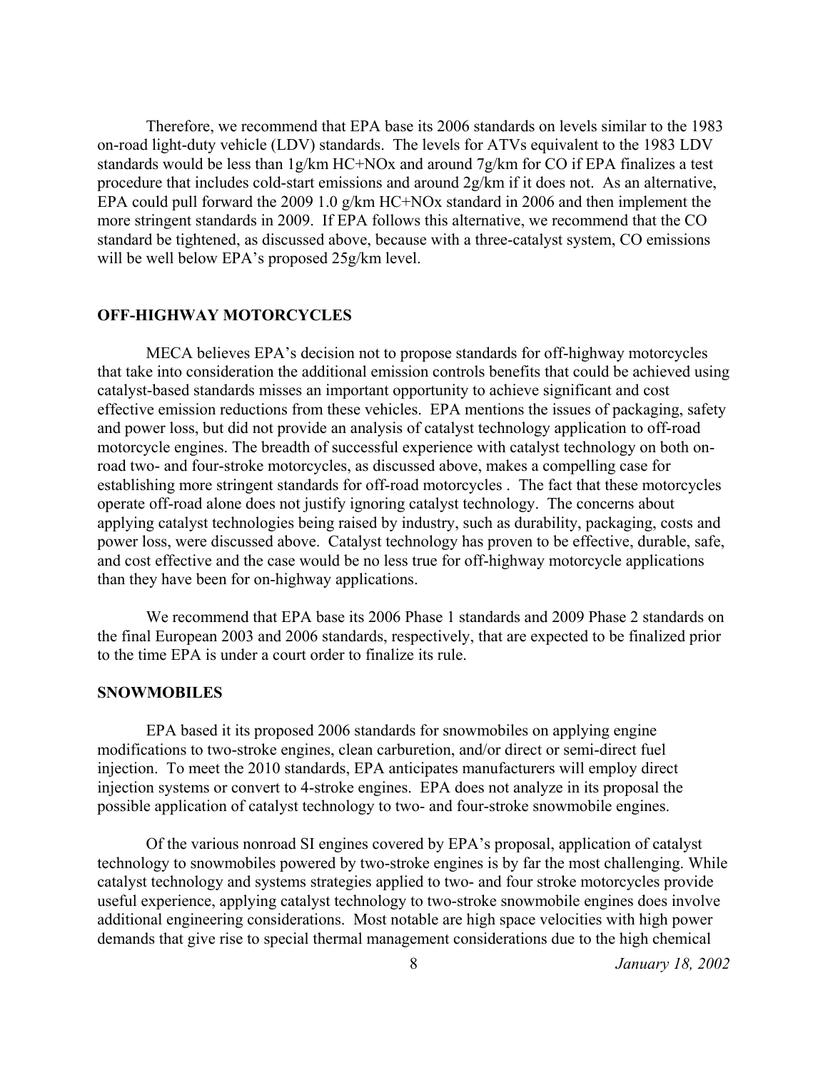Therefore, we recommend that EPA base its 2006 standards on levels similar to the 1983 on-road light-duty vehicle (LDV) standards. The levels for ATVs equivalent to the 1983 LDV standards would be less than 1g/km HC+NOx and around 7g/km for CO if EPA finalizes a test procedure that includes cold-start emissions and around 2g/km if it does not. As an alternative, EPA could pull forward the 2009 1.0 g/km HC+NOx standard in 2006 and then implement the more stringent standards in 2009. If EPA follows this alternative, we recommend that the CO standard be tightened, as discussed above, because with a three-catalyst system, CO emissions will be well below EPA's proposed 25g/km level.

## OFF-HIGHWAY MOTORCYCLES

MECA believes EPA's decision not to propose standards for off-highway motorcycles that take into consideration the additional emission controls benefits that could be achieved using catalyst-based standards misses an important opportunity to achieve significant and cost effective emission reductions from these vehicles. EPA mentions the issues of packaging, safety and power loss, but did not provide an analysis of catalyst technology application to off-road motorcycle engines. The breadth of successful experience with catalyst technology on both on-road two- and four-stroke motorcycles, as discussed above, makes a compelling case for establishing more stringent standards for off-road motorcycles . The fact that these motorcycles operate off-road alone does not justify ignoring catalyst technology. The concerns about applying catalyst technologies being raised by industry, such as durability, packaging, costs and power loss, were discussed above. Catalyst technology has proven to be effective, durable, safe, and cost effective and the case would be no less true for off-highway motorcycle applications than they have been for on-highway applications.

We recommend that EPA base its 2006 Phase 1 standards and 2009 Phase 2 standards on the final European 2003 and 2006 standards, respectively, that are expected to be finalized prior to the time EPA is under a court order to finalize its rule.

## SNOWMOBILES

EPA based it its proposed 2006 standards for snowmobiles on applying engine modifications to two-stroke engines, clean carburetion, and/or direct or semi-direct fuel injection. To meet the 2010 standards, EPA anticipates manufacturers will employ direct injection systems or convert to 4-stroke engines. EPA does not analyze in its proposal the possible application of catalyst technology to two- and four-stroke snowmobile engines.

Of the various nonroad SI engines covered by EPA's proposal, application of catalyst technology to snowmobiles powered by two-stroke engines is by far the most challenging. While catalyst technology and systems strategies applied to two- and four stroke motorcycles provide useful experience, applying catalyst technology to two-stroke snowmobile engines does involve additional engineering considerations. Most notable are high space velocities with high power demands that give rise to special thermal management considerations due to the high chemical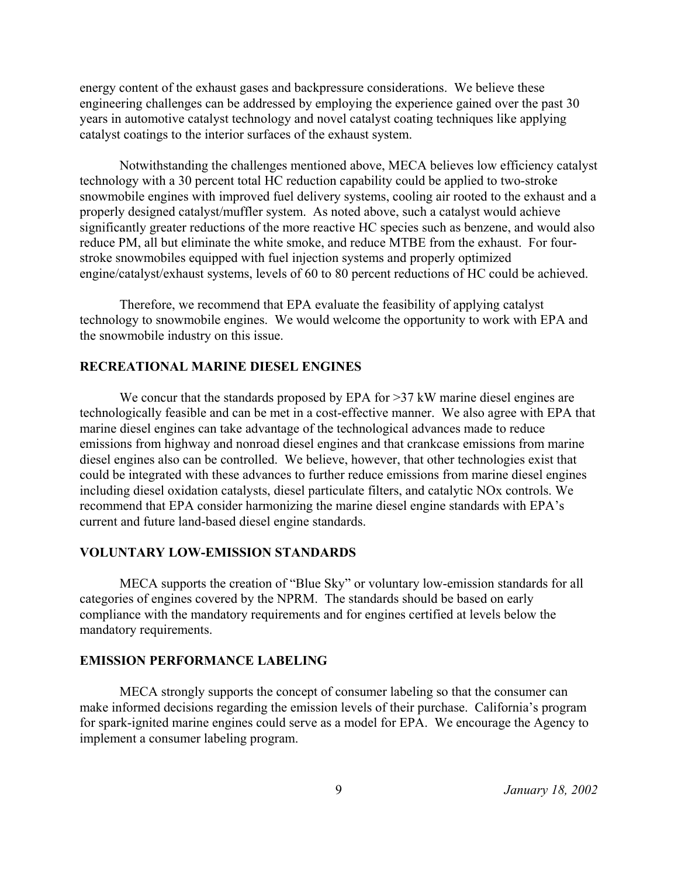energy content of the exhaust gases and backpressure considerations. We believe these engineering challenges can be addressed by employing the experience gained over the past 30 years in automotive catalyst technology and novel catalyst coating techniques like applying catalyst coatings to the interior surfaces of the exhaust system.

Notwithstanding the challenges mentioned above, MECA believes low efficiency catalyst technology with a 30 percent total HC reduction capability could be applied to two-stroke snowmobile engines with improved fuel delivery systems, cooling air rooted to the exhaust and a properly designed catalyst/muffler system. As noted above, such a catalyst would achieve significantly greater reductions of the more reactive HC species such as benzene, and would also reduce PM, all but eliminate the white smoke, and reduce MTBE from the exhaust. For four-stroke snowmobiles equipped with fuel injection systems and properly optimized engine/catalyst/exhaust systems, levels of 60 to 80 percent reductions of HC could be achieved.

Therefore, we recommend that EPA evaluate the feasibility of applying catalyst technology to snowmobile engines. We would welcome the opportunity to work with EPA and the snowmobile industry on this issue.

## RECREATIONAL MARINE DIESEL ENGINES

We concur that the standards proposed by EPA for >37 kW marine diesel engines are technologically feasible and can be met in a cost-effective manner. We also agree with EPA that marine diesel engines can take advantage of the technological advances made to reduce emissions from highway and nonroad diesel engines and that crankcase emissions from marine diesel engines also can be controlled. We believe, however, that other technologies exist that could be integrated with these advances to further reduce emissions from marine diesel engines including diesel oxidation catalysts, diesel particulate filters, and catalytic NOx controls. We recommend that EPA consider harmonizing the marine diesel engine standards with EPA's current and future land-based diesel engine standards.

## VOLUNTARY LOW-EMISSION STANDARDS

MECA supports the creation of "Blue Sky" or voluntary low-emission standards for all categories of engines covered by the NPRM. The standards should be based on early compliance with the mandatory requirements and for engines certified at levels below the mandatory requirements.

## EMISSION PERFORMANCE LABELING

MECA strongly supports the concept of consumer labeling so that the consumer can make informed decisions regarding the emission levels of their purchase. California's program for spark-ignited marine engines could serve as a model for EPA. We encourage the Agency to implement a consumer labeling program.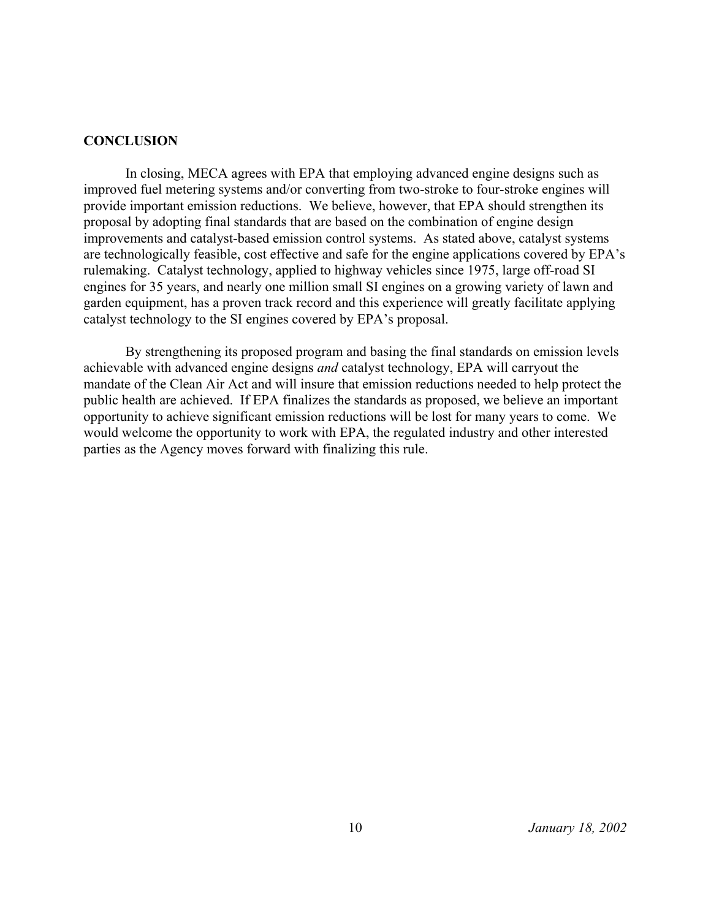## CONCLUSION

In closing, MECA agrees with EPA that employing advanced engine designs such as improved fuel metering systems and/or converting from two-stroke to four-stroke engines will provide important emission reductions. We believe, however, that EPA should strengthen its proposal by adopting final standards that are based on the combination of engine design improvements and catalyst-based emission control systems. As stated above, catalyst systems are technologically feasible, cost effective and safe for the engine applications covered by EPA's rulemaking. Catalyst technology, applied to highway vehicles since 1975, large off-road SI engines for 35 years, and nearly one million small SI engines on a growing variety of lawn and garden equipment, has a proven track record and this experience will greatly facilitate applying catalyst technology to the SI engines covered by EPA's proposal.

By strengthening its proposed program and basing the final standards on emission levels achievable with advanced engine designs *and* catalyst technology, EPA will carryout the mandate of the Clean Air Act and will insure that emission reductions needed to help protect the public health are achieved. If EPA finalizes the standards as proposed, we believe an important opportunity to achieve significant emission reductions will be lost for many years to come. We would welcome the opportunity to work with EPA, the regulated industry and other interested parties as the Agency moves forward with finalizing this rule.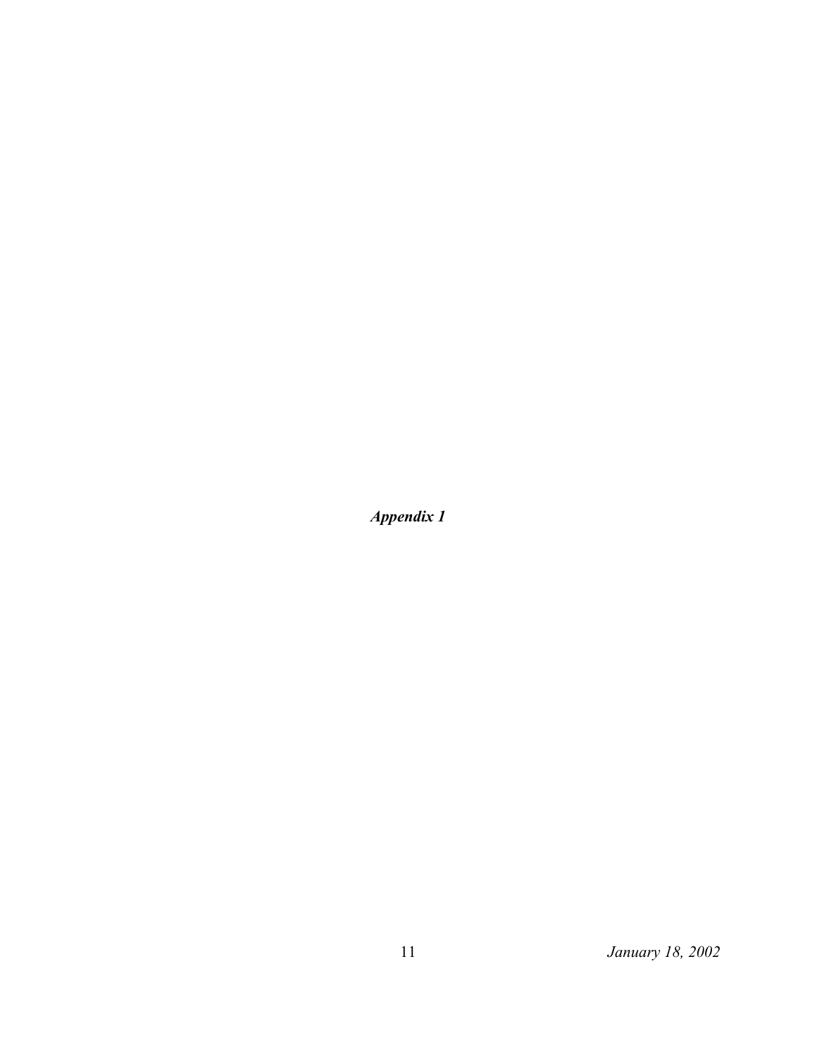***Appendix 1***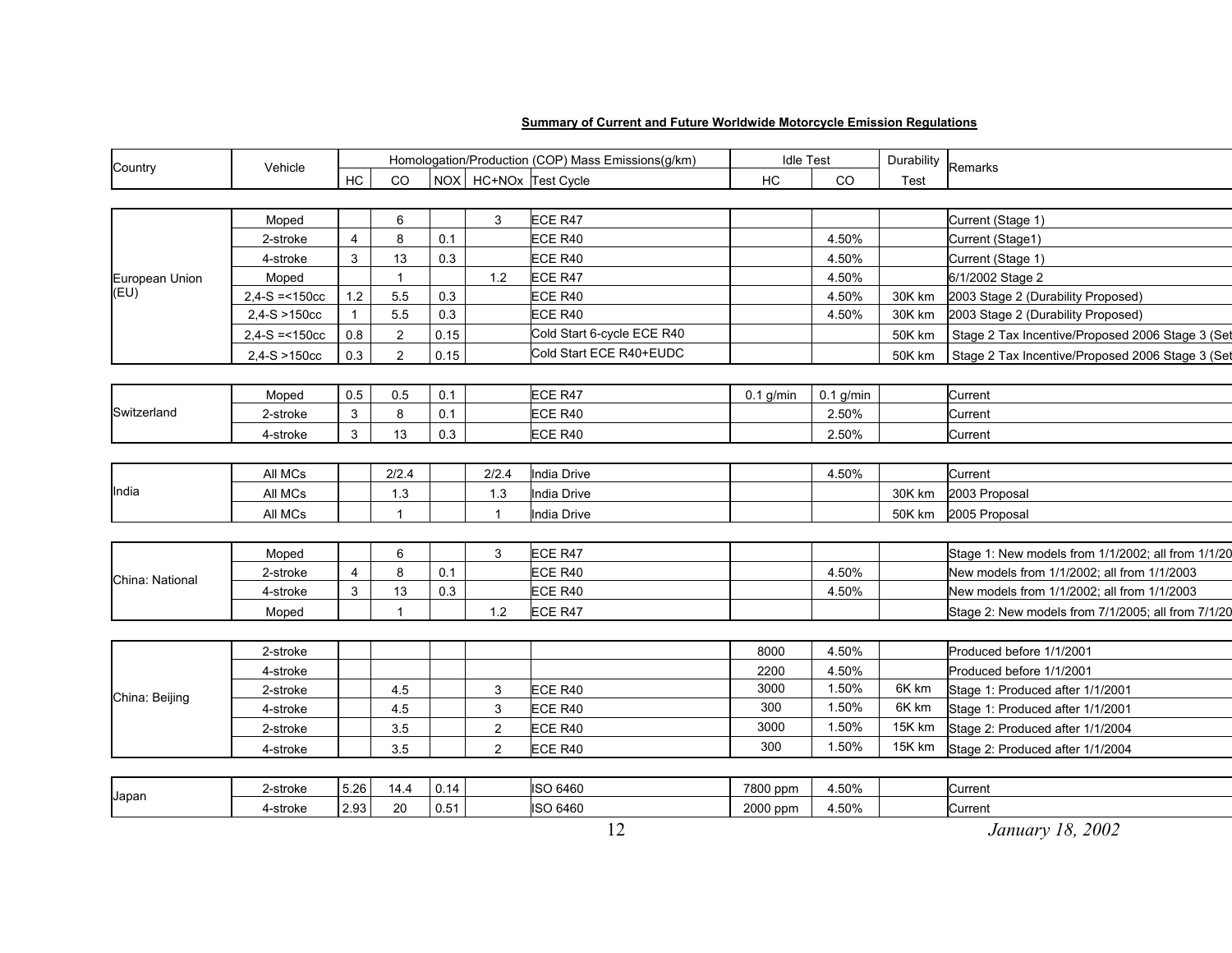**Summary of Current and Future Worldwide Motorcycle Emission Regulations**

| Country | Vehicle | Homologation/Production (COP) Mass Emissions(g/km) | | | | | Idle Test | | Durability | Remarks |
|---|---|---|---|---|---|---|---|---|---|---|
| | | HC | CO | NOX | HC+NOx | Test Cycle | HC | CO | Test | |
| European Union (EU) | Moped | | 6 | | 3 | ECE R47 | | | | Current (Stage 1) |
| | 2-stroke | 4 | 8 | 0.1 | | ECE R40 | | 4.50% | | Current (Stage1) |
| | 4-stroke | 3 | 13 | 0.3 | | ECE R40 | | 4.50% | | Current (Stage 1) |
| | Moped | | 1 | | 1.2 | ECE R47 | | 4.50% | | 6/1/2002 Stage 2 |
| | 2,4-S =<150cc | 1.2 | 5.5 | 0.3 | | ECE R40 | | 4.50% | 30K km | 2003 Stage 2 (Durability Proposed) |
| | 2,4-S >150cc | 1 | 5.5 | 0.3 | | ECE R40 | | 4.50% | 30K km | 2003 Stage 2 (Durability Proposed) |
| | 2,4-S =<150cc | 0.8 | 2 | 0.15 | | Cold Start 6-cycle ECE R40 | | | 50K km | Stage 2 Tax Incentive/Proposed 2006 Stage 3 (Set |
| | 2,4-S >150cc | 0.3 | 2 | 0.15 | | Cold Start ECE R40+EUDC | | | 50K km | Stage 2 Tax Incentive/Proposed 2006 Stage 3 (Set |
| Switzerland | Moped | 0.5 | 0.5 | 0.1 | | ECE R47 | 0.1 g/min | 0.1 g/min | | Current |
| | 2-stroke | 3 | 8 | 0.1 | | ECE R40 | | 2.50% | | Current |
| | 4-stroke | 3 | 13 | 0.3 | | ECE R40 | | 2.50% | | Current |
| India | All MCs | | 2/2.4 | | 2/2.4 | India Drive | | 4.50% | | Current |
| | All MCs | | 1.3 | | 1.3 | India Drive | | | 30K km | 2003 Proposal |
| | All MCs | | 1 | | 1 | India Drive | | | 50K km | 2005 Proposal |
| China: National | Moped | | 6 | | 3 | ECE R47 | | | | Stage 1: New models from 1/1/2002; all from 1/1/20 |
| | 2-stroke | 4 | 8 | 0.1 | | ECE R40 | | 4.50% | | New models from 1/1/2002; all from 1/1/2003 |
| | 4-stroke | 3 | 13 | 0.3 | | ECE R40 | | 4.50% | | New models from 1/1/2002; all from 1/1/2003 |
| | Moped | | 1 | | 1.2 | ECE R47 | | | | Stage 2: New models from 7/1/2005; all from 7/1/20 |
| China: Beijing | 2-stroke | | | | | | 8000 | 4.50% | | Produced before 1/1/2001 |
| | 4-stroke | | | | | | 2200 | 4.50% | | Produced before 1/1/2001 |
| | 2-stroke | | 4.5 | | 3 | ECE R40 | 3000 | 1.50% | 6K km | Stage 1: Produced after 1/1/2001 |
| | 4-stroke | | 4.5 | | 3 | ECE R40 | 300 | 1.50% | 6K km | Stage 1: Produced after 1/1/2001 |
| | 2-stroke | | 3.5 | | 2 | ECE R40 | 3000 | 1.50% | 15K km | Stage 2: Produced after 1/1/2004 |
| | 4-stroke | | 3.5 | | 2 | ECE R40 | 300 | 1.50% | 15K km | Stage 2: Produced after 1/1/2004 |
| Japan | 2-stroke | 5.26 | 14.4 | 0.14 | | ISO 6460 | 7800 ppm | 4.50% | | Current |
| | 4-stroke | 2.93 | 20 | 0.51 | | ISO 6460 | 2000 ppm | 4.50% | | Current |

*January 18, 2002*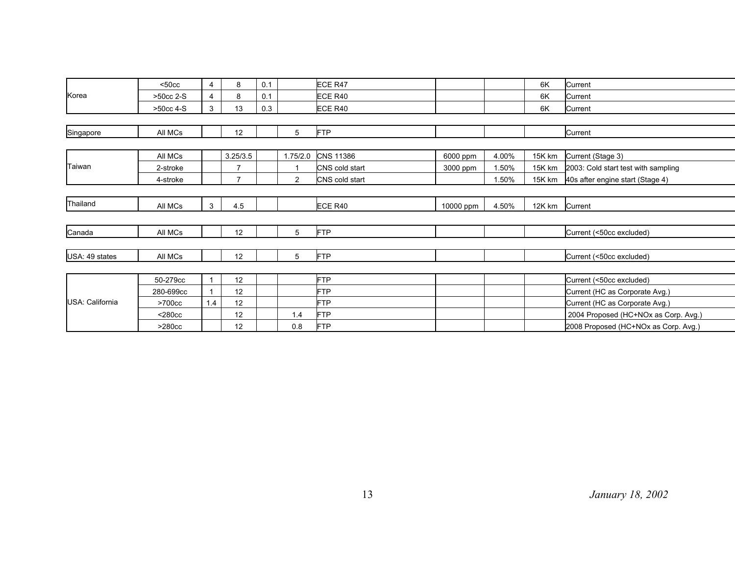| | | | | | | | | | | |
|---|---|---|---|---|---|---|---|---|---|---|
| Korea | <50cc | 4 | 8 | 0.1 | | ECE R47 | | | 6K | Current |
| | >50cc 2-S | 4 | 8 | 0.1 | | ECE R40 | | | 6K | Current |
| | >50cc 4-S | 3 | 13 | 0.3 | | ECE R40 | | | 6K | Current |
| Singapore | All MCs | | 12 | | 5 | FTP | | | | Current |
| Taiwan | All MCs | | 3.25/3.5 | | 1.75/2.0 | CNS 11386 | 6000 ppm | 4.00% | 15K km | Current (Stage 3) |
| | 2-stroke | | 7 | | 1 | CNS cold start | 3000 ppm | 1.50% | 15K km | 2003: Cold start test with sampling |
| | 4-stroke | | 7 | | 2 | CNS cold start | | 1.50% | 15K km | 40s after engine start (Stage 4) |
| Thailand | All MCs | 3 | 4.5 | | | ECE R40 | 10000 ppm | 4.50% | 12K km | Current |
| Canada | All MCs | | 12 | | 5 | FTP | | | | Current (<50cc excluded) |
| USA: 49 states | All MCs | | 12 | | 5 | FTP | | | | Current (<50cc excluded) |
| USA: California | 50-279cc | 1 | 12 | | | FTP | | | | Current (<50cc excluded) |
| | 280-699cc | 1 | 12 | | | FTP | | | | Current (HC as Corporate Avg.) |
| | >700cc | 1.4 | 12 | | | FTP | | | | Current (HC as Corporate Avg.) |
| | <280cc | | 12 | | 1.4 | FTP | | | | 2004 Proposed (HC+NOx as Corp. Avg.) |
| | >280cc | | 12 | | 0.8 | FTP | | | | 2008 Proposed (HC+NOx as Corp. Avg.) |

*January 18, 2002*